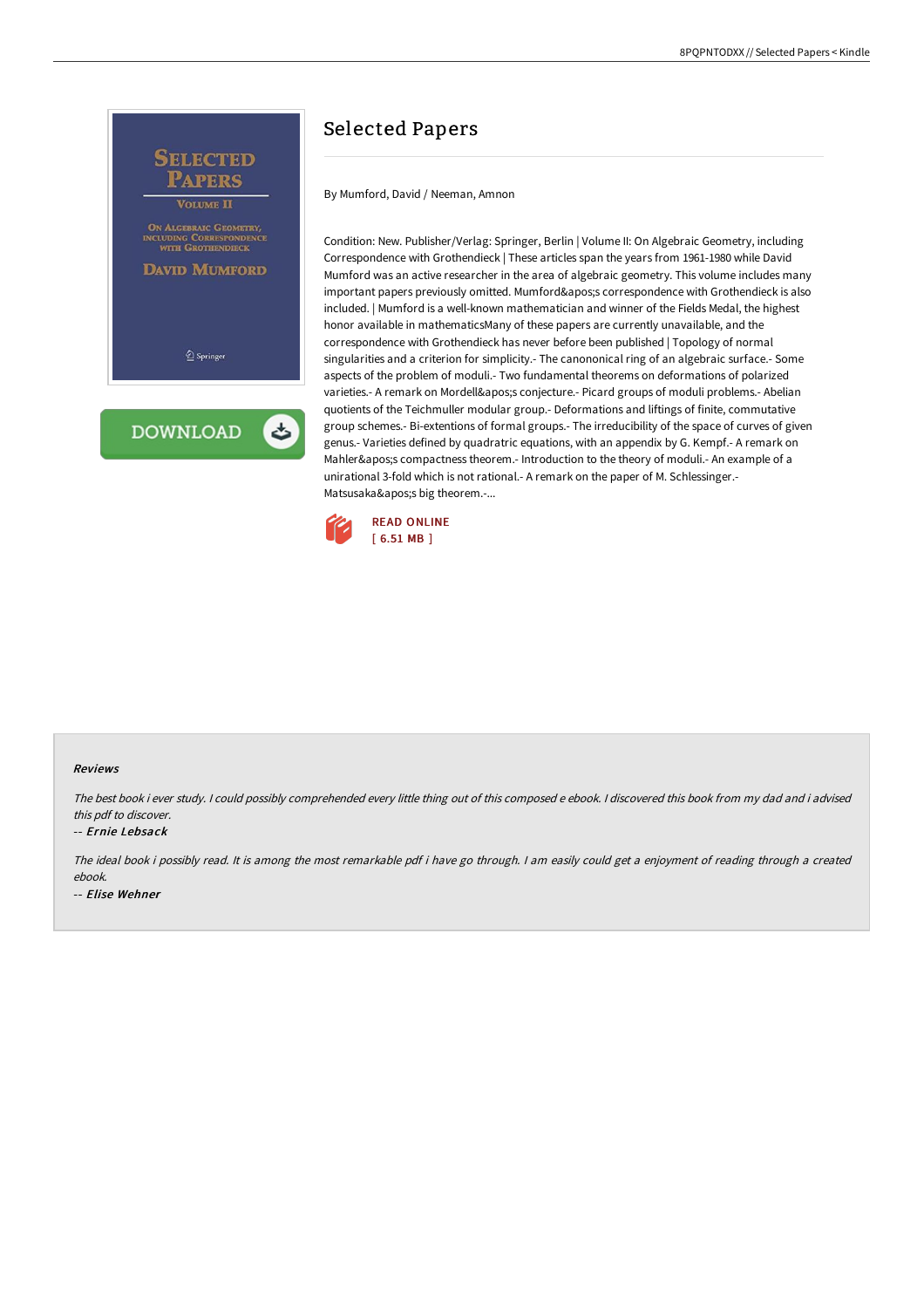# Selected Papers

By Mumford, David / Neeman, Amnon

Condition: New. Publisher/Verlag: Springer, Berlin | Volume II: On Algebraic Geometry, including Correspondence with Grothendieck | These articles span the years from 1961-1980 while David Mumford was an active researcher in the area of algebraic geometry. This volume includes many important papers previously omitted. Mumford&apos;s correspondence with Grothendieck is also included. | Mumford is a well-known mathematician and winner of the Fields Medal, the highest honor available in mathematicsMany of these papers are currently unavailable, and the correspondence with Grothendieck has never before been published | Topology of normal singularities and a criterion for simplicity.- The canononical ring of an algebraic surface.- Some aspects of the problem of moduli.- Two fundamental theorems on deformations of polarized varieties.- A remark on Mordell&apos;s conjecture.- Picard groups of moduli problems.- Abelian quotients of the Teichmuller modular group.- Deformations and liftings of finite, commutative group schemes.- Bi-extentions of formal groups.- The irreducibility of the space of curves of given genus.- Varieties defined by quadratric equations, with an appendix by G. Kempf.- A remark on Mahler&apos;s compactness theorem.- Introduction to the theory of moduli.- An example of a unirational 3-fold which is not rational.- A remark on the paper of M. Schlessinger.- Matsusaka&apos;s big theorem.-...

READ ONLINE
[ 6.51 MB ]

### Reviews

*The best book i ever study. I could possibly comprehended every little thing out of this composed e ebook. I discovered this book from my dad and i advised this pdf to discover.*

-- ***Ernie Lebsack***

*The ideal book i possibly read. It is among the most remarkable pdf i have go through. I am easily could get a enjoyment of reading through a created ebook.*

-- ***Elise Wehner***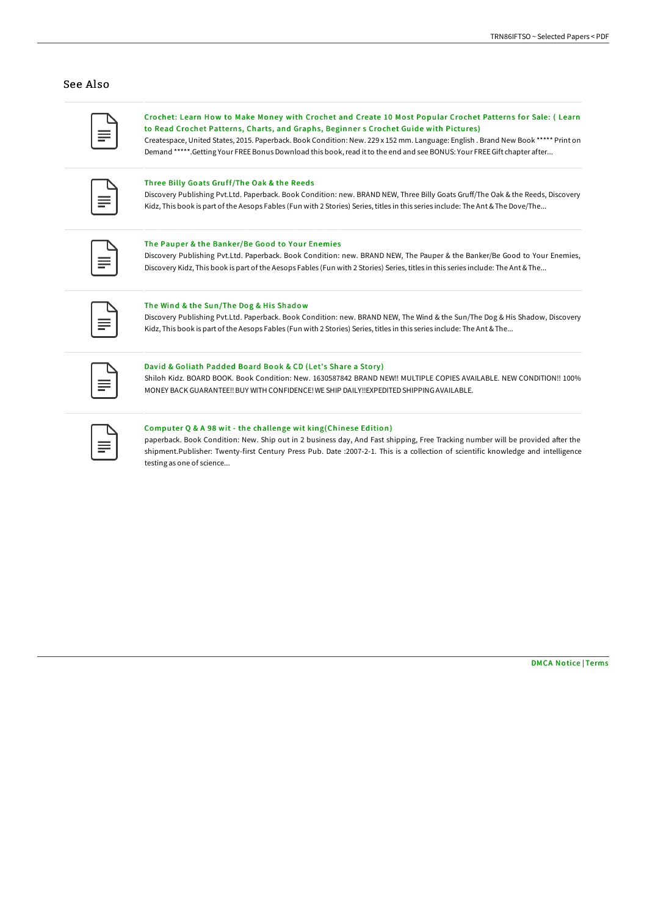## See Also

### Crochet: Learn How to Make Money with Crochet and Create 10 Most Popular Crochet Patterns for Sale: ( Learn to Read Crochet Patterns, Charts, and Graphs, Beginner s Crochet Guide with Pictures)

Createspace, United States, 2015. Paperback. Book Condition: New. 229 x 152 mm. Language: English . Brand New Book ***** Print on Demand *****.Getting Your FREE Bonus Download this book, read it to the end and see BONUS: Your FREE Gift chapter after...

### Three Billy Goats Gruff/The Oak & the Reeds

Discovery Publishing Pvt.Ltd. Paperback. Book Condition: new. BRAND NEW, Three Billy Goats Gruff/The Oak & the Reeds, Discovery Kidz, This book is part of the Aesops Fables (Fun with 2 Stories) Series, titles in this series include: The Ant & The Dove/The...

### The Pauper & the Banker/Be Good to Your Enemies

Discovery Publishing Pvt.Ltd. Paperback. Book Condition: new. BRAND NEW, The Pauper & the Banker/Be Good to Your Enemies, Discovery Kidz, This book is part of the Aesops Fables (Fun with 2 Stories) Series, titles in this series include: The Ant & The...

### The Wind & the Sun/The Dog & His Shadow

Discovery Publishing Pvt.Ltd. Paperback. Book Condition: new. BRAND NEW, The Wind & the Sun/The Dog & His Shadow, Discovery Kidz, This book is part of the Aesops Fables (Fun with 2 Stories) Series, titles in this series include: The Ant & The...

### David & Goliath Padded Board Book & CD (Let's Share a Story)

Shiloh Kidz. BOARD BOOK. Book Condition: New. 1630587842 BRAND NEW!! MULTIPLE COPIES AVAILABLE. NEW CONDITION!! 100% MONEY BACK GUARANTEE!! BUY WITH CONFIDENCE! WE SHIP DAILY!!EXPEDITED SHIPPING AVAILABLE.

### Computer Q & A 98 wit - the challenge wit king(Chinese Edition)

paperback. Book Condition: New. Ship out in 2 business day, And Fast shipping, Free Tracking number will be provided after the shipment.Publisher: Twenty-first Century Press Pub. Date :2007-2-1. This is a collection of scientific knowledge and intelligence testing as one of science...